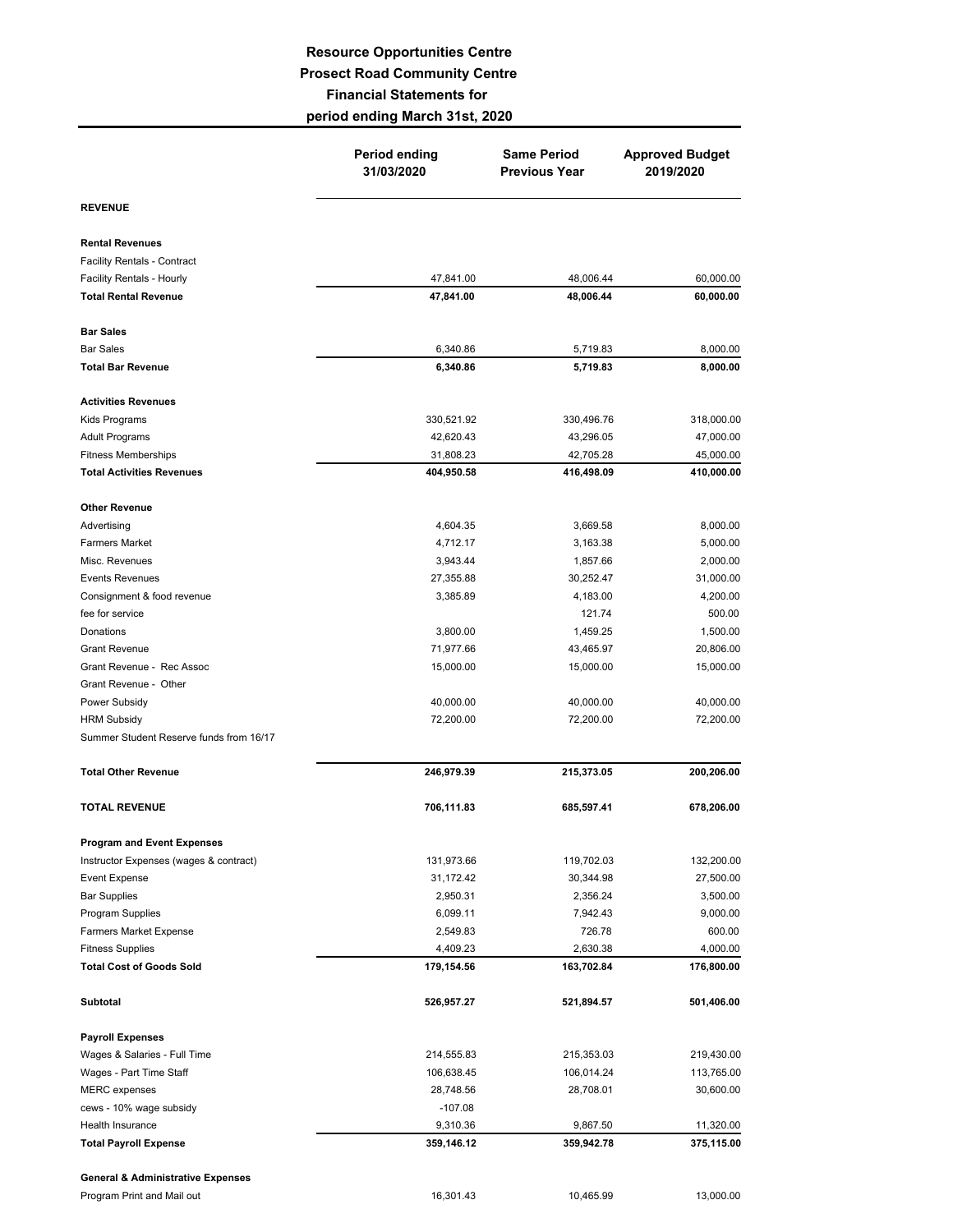**Resource Opportunities Centre**

**Prosect Road Community Centre**

**Financial Statements for**

**period ending March 31st, 2020**

| | Period ending 31/03/2020 | Same Period Previous Year | Approved Budget 2019/2020 |
|---|---|---|---|
| **REVENUE** | | | |
| **Rental Revenues** | | | |
| Facility Rentals - Contract | | | |
| Facility Rentals - Hourly | 47,841.00 | 48,006.44 | 60,000.00 |
| **Total Rental Revenue** | **47,841.00** | **48,006.44** | **60,000.00** |
| **Bar Sales** | | | |
| Bar Sales | 6,340.86 | 5,719.83 | 8,000.00 |
| **Total Bar Revenue** | **6,340.86** | **5,719.83** | **8,000.00** |
| **Activities Revenues** | | | |
| Kids Programs | 330,521.92 | 330,496.76 | 318,000.00 |
| Adult Programs | 42,620.43 | 43,296.05 | 47,000.00 |
| Fitness Memberships | 31,808.23 | 42,705.28 | 45,000.00 |
| **Total Activities Revenues** | **404,950.58** | **416,498.09** | **410,000.00** |
| **Other Revenue** | | | |
| Advertising | 4,604.35 | 3,669.58 | 8,000.00 |
| Farmers Market | 4,712.17 | 3,163.38 | 5,000.00 |
| Misc. Revenues | 3,943.44 | 1,857.66 | 2,000.00 |
| Events Revenues | 27,355.88 | 30,252.47 | 31,000.00 |
| Consignment & food revenue | 3,385.89 | 4,183.00 | 4,200.00 |
| fee for service | | 121.74 | 500.00 |
| Donations | 3,800.00 | 1,459.25 | 1,500.00 |
| Grant Revenue | 71,977.66 | 43,465.97 | 20,806.00 |
| Grant Revenue - Rec Assoc | 15,000.00 | 15,000.00 | 15,000.00 |
| Grant Revenue - Other | | | |
| Power Subsidy | 40,000.00 | 40,000.00 | 40,000.00 |
| HRM Subsidy | 72,200.00 | 72,200.00 | 72,200.00 |
| Summer Student Reserve funds from 16/17 | | | |
| **Total Other Revenue** | **246,979.39** | **215,373.05** | **200,206.00** |
| **TOTAL REVENUE** | **706,111.83** | **685,597.41** | **678,206.00** |
| **Program and Event Expenses** | | | |
| Instructor Expenses (wages & contract) | 131,973.66 | 119,702.03 | 132,200.00 |
| Event Expense | 31,172.42 | 30,344.98 | 27,500.00 |
| Bar Supplies | 2,950.31 | 2,356.24 | 3,500.00 |
| Program Supplies | 6,099.11 | 7,942.43 | 9,000.00 |
| Farmers Market Expense | 2,549.83 | 726.78 | 600.00 |
| Fitness Supplies | 4,409.23 | 2,630.38 | 4,000.00 |
| **Total Cost of Goods Sold** | **179,154.56** | **163,702.84** | **176,800.00** |
| **Subtotal** | **526,957.27** | **521,894.57** | **501,406.00** |
| **Payroll Expenses** | | | |
| Wages & Salaries - Full Time | 214,555.83 | 215,353.03 | 219,430.00 |
| Wages - Part Time Staff | 106,638.45 | 106,014.24 | 113,765.00 |
| MERC expenses | 28,748.56 | 28,708.01 | 30,600.00 |
| cews - 10% wage subsidy | -107.08 | | |
| Health Insurance | 9,310.36 | 9,867.50 | 11,320.00 |
| **Total Payroll Expense** | **359,146.12** | **359,942.78** | **375,115.00** |
| **General & Administrative Expenses** | | | |
| Program Print and Mail out | 16,301.43 | 10,465.99 | 13,000.00 |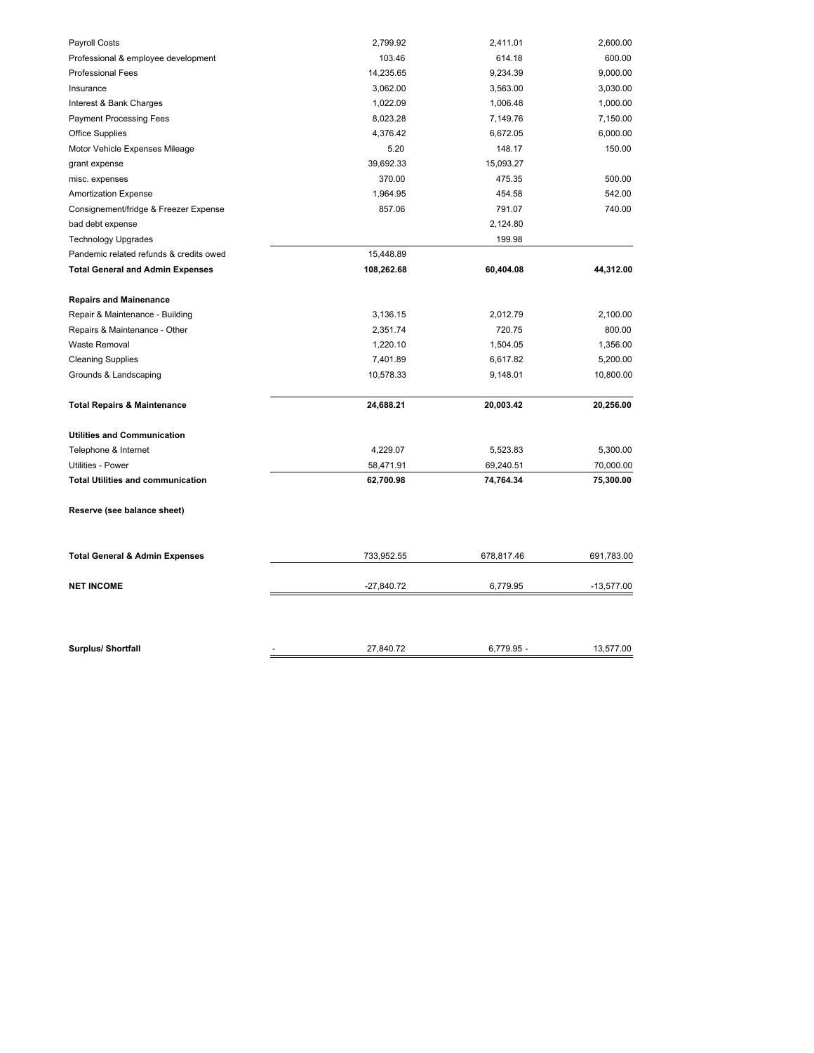| | | | |
|---|---|---|---|
| Payroll Costs | 2,799.92 | 2,411.01 | 2,600.00 |
| Professional & employee development | 103.46 | 614.18 | 600.00 |
| Professional Fees | 14,235.65 | 9,234.39 | 9,000.00 |
| Insurance | 3,062.00 | 3,563.00 | 3,030.00 |
| Interest & Bank Charges | 1,022.09 | 1,006.48 | 1,000.00 |
| Payment Processing Fees | 8,023.28 | 7,149.76 | 7,150.00 |
| Office Supplies | 4,376.42 | 6,672.05 | 6,000.00 |
| Motor Vehicle Expenses Mileage | 5.20 | 148.17 | 150.00 |
| grant expense | 39,692.33 | 15,093.27 | |
| misc. expenses | 370.00 | 475.35 | 500.00 |
| Amortization Expense | 1,964.95 | 454.58 | 542.00 |
| Consignement/fridge & Freezer Expense | 857.06 | 791.07 | 740.00 |
| bad debt expense | | 2,124.80 | |
| Technology Upgrades | | 199.98 | |
| Pandemic related refunds & credits owed | 15,448.89 | | |
| **Total General and Admin Expenses** | **108,262.68** | **60,404.08** | **44,312.00** |
| | | | |
| **Repairs and Mainenance** | | | |
| Repair & Maintenance - Building | 3,136.15 | 2,012.79 | 2,100.00 |
| Repairs & Maintenance - Other | 2,351.74 | 720.75 | 800.00 |
| Waste Removal | 1,220.10 | 1,504.05 | 1,356.00 |
| Cleaning Supplies | 7,401.89 | 6,617.82 | 5,200.00 |
| Grounds & Landscaping | 10,578.33 | 9,148.01 | 10,800.00 |
| | | | |
| **Total Repairs & Maintenance** | **24,688.21** | **20,003.42** | **20,256.00** |
| | | | |
| **Utilities and Communication** | | | |
| Telephone & Internet | 4,229.07 | 5,523.83 | 5,300.00 |
| Utilities - Power | 58,471.91 | 69,240.51 | 70,000.00 |
| **Total Utilities and communication** | **62,700.98** | **74,764.34** | **75,300.00** |
| | | | |
| **Reserve (see balance sheet)** | | | |
| | | | |
| **Total General & Admin Expenses** | 733,952.55 | 678,817.46 | 691,783.00 |
| | | | |
| **NET INCOME** | -27,840.72 | 6,779.95 | -13,577.00 |
| | | | |
| **Surplus/ Shortfall** | - 27,840.72 | 6,779.95 - | 13,577.00 |